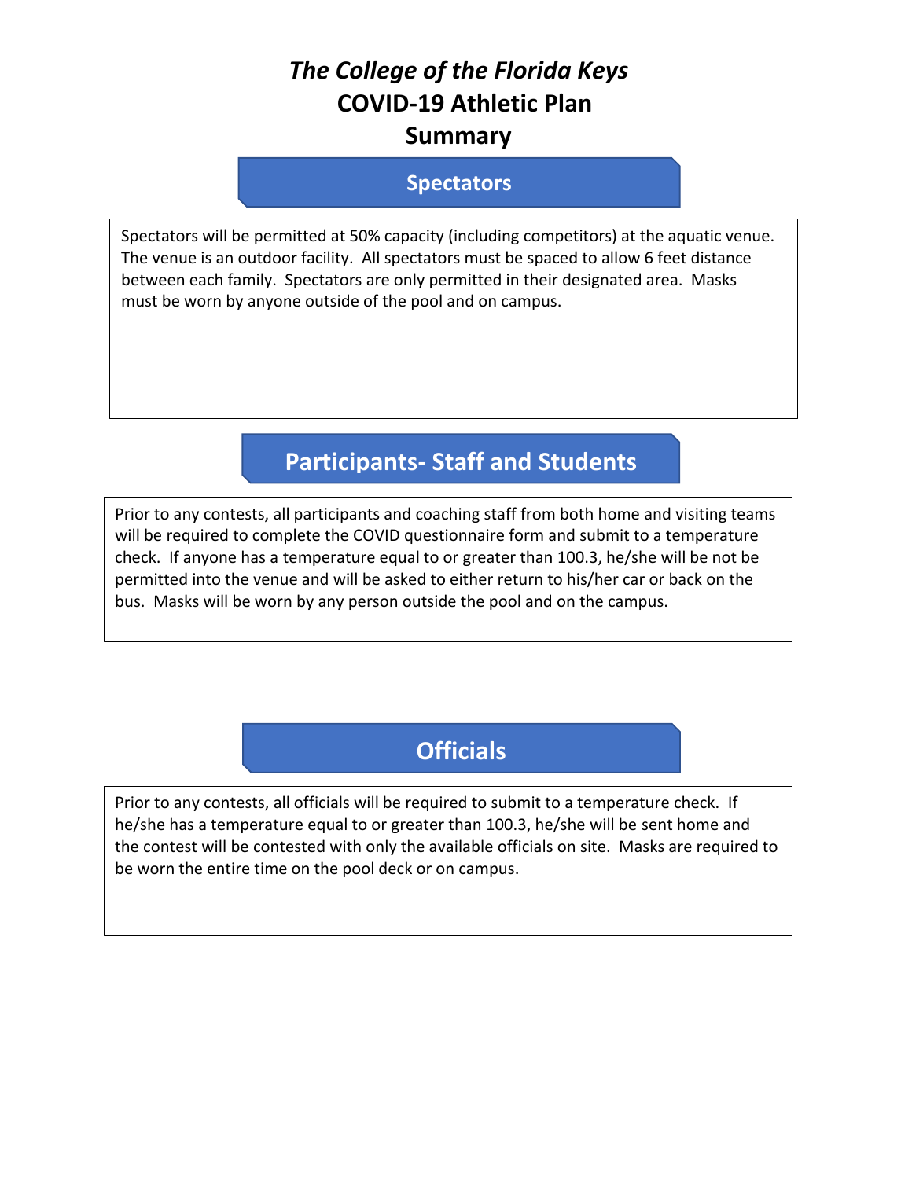# *The College of the Florida Keys*
# COVID-19 Athletic Plan
# Summary

## Spectators

Spectators will be permitted at 50% capacity (including competitors) at the aquatic venue. The venue is an outdoor facility. All spectators must be spaced to allow 6 feet distance between each family. Spectators are only permitted in their designated area. Masks must be worn by anyone outside of the pool and on campus.

## Participants- Staff and Students

Prior to any contests, all participants and coaching staff from both home and visiting teams will be required to complete the COVID questionnaire form and submit to a temperature check. If anyone has a temperature equal to or greater than 100.3, he/she will be not be permitted into the venue and will be asked to either return to his/her car or back on the bus. Masks will be worn by any person outside the pool and on the campus.

## Officials

Prior to any contests, all officials will be required to submit to a temperature check. If he/she has a temperature equal to or greater than 100.3, he/she will be sent home and the contest will be contested with only the available officials on site. Masks are required to be worn the entire time on the pool deck or on campus.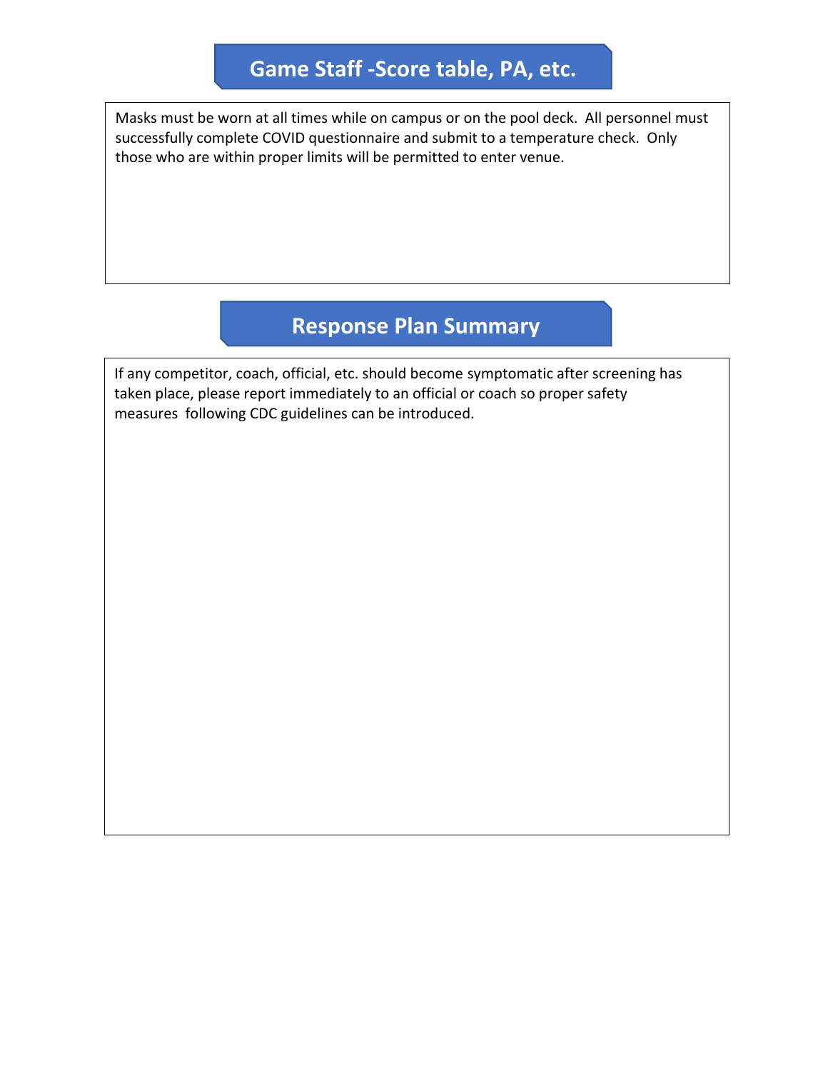## Game Staff -Score table, PA, etc.

Masks must be worn at all times while on campus or on the pool deck. All personnel must successfully complete COVID questionnaire and submit to a temperature check. Only those who are within proper limits will be permitted to enter venue.

## Response Plan Summary

If any competitor, coach, official, etc. should become symptomatic after screening has taken place, please report immediately to an official or coach so proper safety measures following CDC guidelines can be introduced.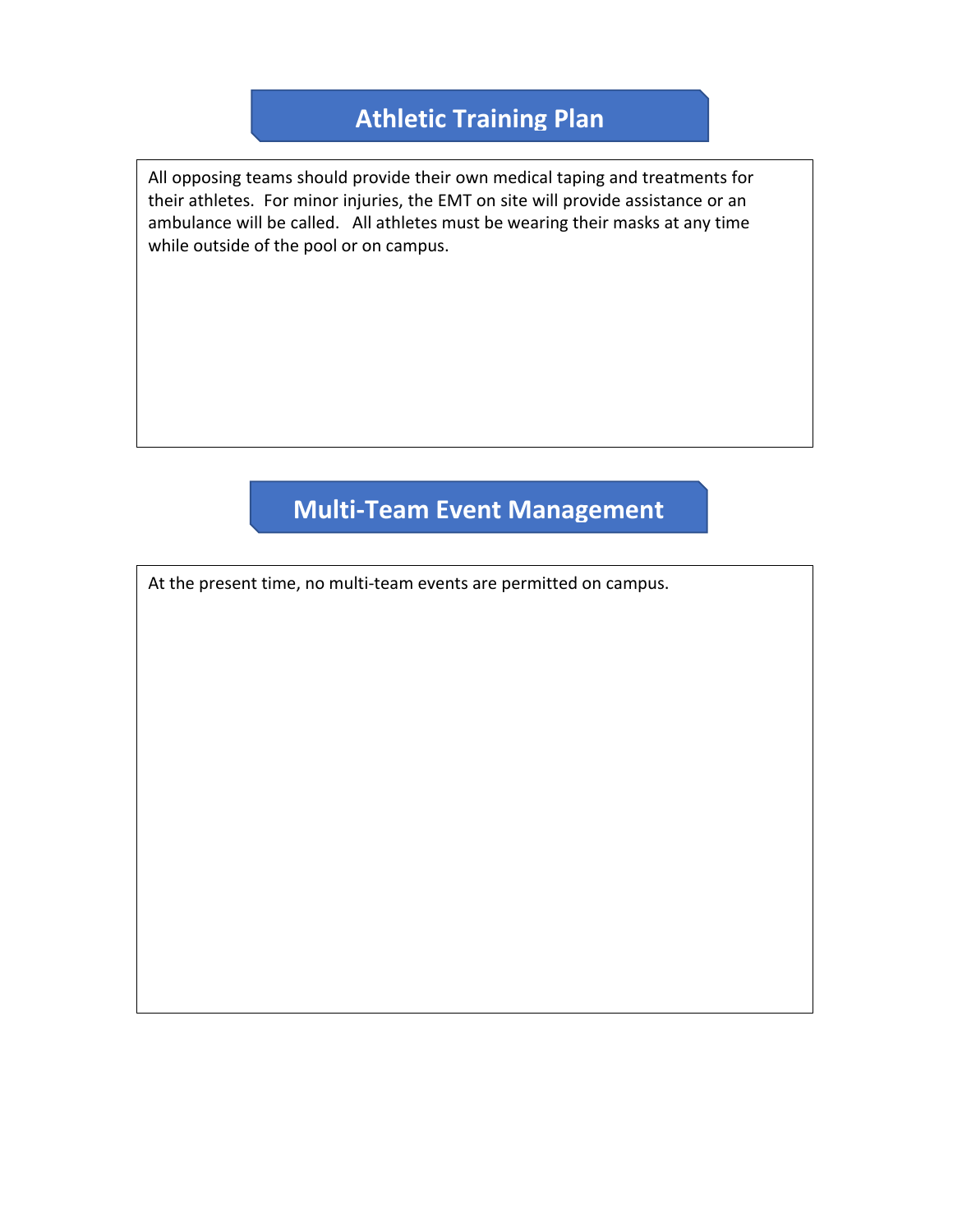## Athletic Training Plan

All opposing teams should provide their own medical taping and treatments for their athletes. For minor injuries, the EMT on site will provide assistance or an ambulance will be called. All athletes must be wearing their masks at any time while outside of the pool or on campus.

## Multi-Team Event Management

At the present time, no multi-team events are permitted on campus.